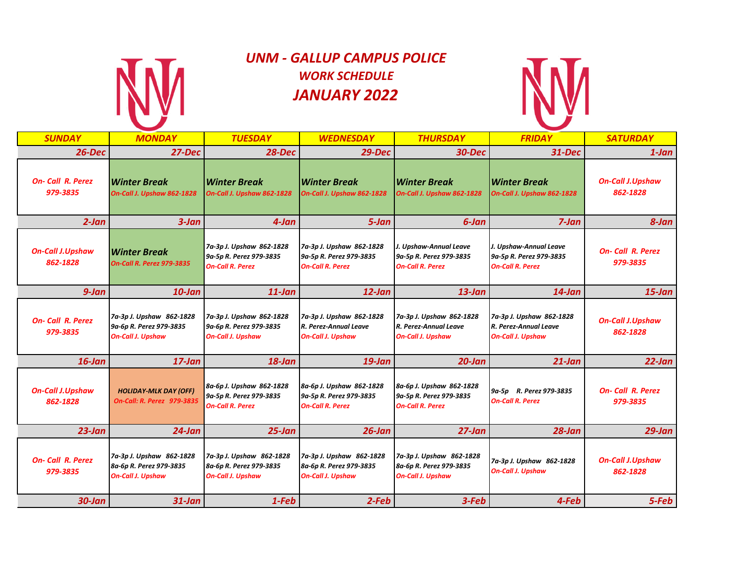# UNM - GALLUP CAMPUS POLICE

## WORK SCHEDULE

## JANUARY 2022

| SUNDAY | MONDAY | TUESDAY | WEDNESDAY | THURSDAY | FRIDAY | SATURDAY |
|---|---|---|---|---|---|---|
| 26-Dec | 27-Dec | 28-Dec | 29-Dec | 30-Dec | 31-Dec | 1-Jan |
| On- Call R. Perez 979-3835 | Winter Break On-Call J. Upshaw 862-1828 | Winter Break On-Call J. Upshaw 862-1828 | Winter Break On-Call J. Upshaw 862-1828 | Winter Break On-Call J. Upshaw 862-1828 | Winter Break On-Call J. Upshaw 862-1828 | On-Call J.Upshaw 862-1828 |
| 2-Jan | 3-Jan | 4-Jan | 5-Jan | 6-Jan | 7-Jan | 8-Jan |
| On-Call J.Upshaw 862-1828 | Winter Break On-Call R. Perez 979-3835 | 7a-3p J. Upshaw 862-1828 9a-5p R. Perez 979-3835 On-Call R. Perez | 7a-3p J. Upshaw 862-1828 9a-5p R. Perez 979-3835 On-Call R. Perez | J. Upshaw-Annual Leave 9a-5p R. Perez 979-3835 On-Call R. Perez | J. Upshaw-Annual Leave 9a-5p R. Perez 979-3835 On-Call R. Perez | On- Call R. Perez 979-3835 |
| 9-Jan | 10-Jan | 11-Jan | 12-Jan | 13-Jan | 14-Jan | 15-Jan |
| On- Call R. Perez 979-3835 | 7a-3p J. Upshaw 862-1828 9a-6p R. Perez 979-3835 On-Call J. Upshaw | 7a-3p J. Upshaw 862-1828 9a-6p R. Perez 979-3835 On-Call J. Upshaw | 7a-3p J. Upshaw 862-1828 R. Perez-Annual Leave On-Call J. Upshaw | 7a-3p J. Upshaw 862-1828 R. Perez-Annual Leave On-Call J. Upshaw | 7a-3p J. Upshaw 862-1828 R. Perez-Annual Leave On-Call J. Upshaw | On-Call J.Upshaw 862-1828 |
| 16-Jan | 17-Jan | 18-Jan | 19-Jan | 20-Jan | 21-Jan | 22-Jan |
| On-Call J.Upshaw 862-1828 | HOLIDAY-MLK DAY (OFF) On-Call: R. Perez 979-3835 | 8a-6p J. Upshaw 862-1828 9a-5p R. Perez 979-3835 On-Call R. Perez | 8a-6p J. Upshaw 862-1828 9a-5p R. Perez 979-3835 On-Call R. Perez | 8a-6p J. Upshaw 862-1828 9a-5p R. Perez 979-3835 On-Call R. Perez | 9a-5p R. Perez 979-3835 On-Call R. Perez | On- Call R. Perez 979-3835 |
| 23-Jan | 24-Jan | 25-Jan | 26-Jan | 27-Jan | 28-Jan | 29-Jan |
| On- Call R. Perez 979-3835 | 7a-3p J. Upshaw 862-1828 8a-6p R. Perez 979-3835 On-Call J. Upshaw | 7a-3p J. Upshaw 862-1828 8a-6p R. Perez 979-3835 On-Call J. Upshaw | 7a-3p J. Upshaw 862-1828 8a-6p R. Perez 979-3835 On-Call J. Upshaw | 7a-3p J. Upshaw 862-1828 8a-6p R. Perez 979-3835 On-Call J. Upshaw | 7a-3p J. Upshaw 862-1828 On-Call J. Upshaw | On-Call J.Upshaw 862-1828 |
| 30-Jan | 31-Jan | 1-Feb | 2-Feb | 3-Feb | 4-Feb | 5-Feb |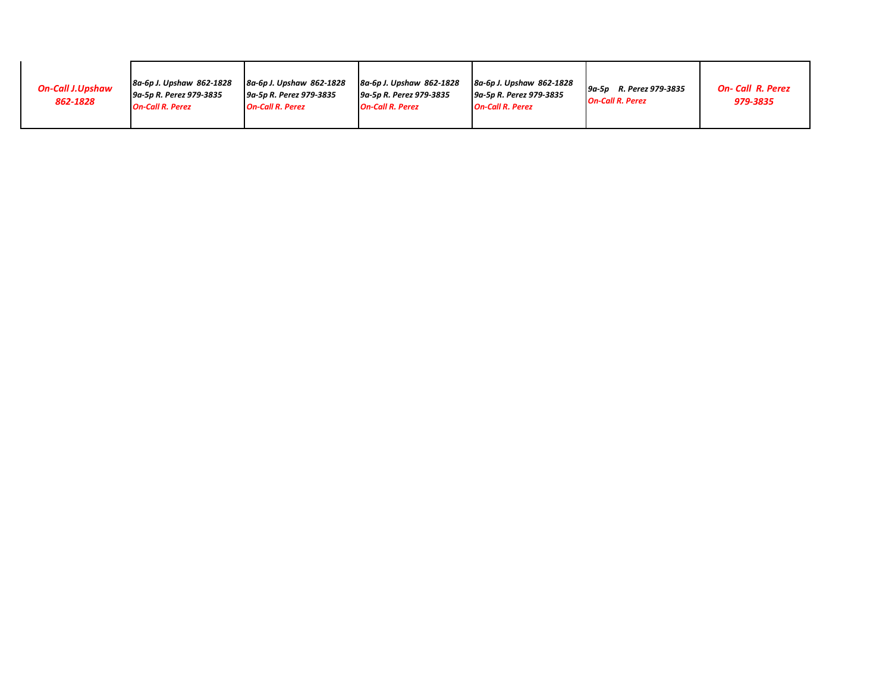| *On-Call J.Upshaw 862-1828* | *8a-6p J. Upshaw 862-1828*<br>*9a-5p R. Perez 979-3835*<br>***On-Call R. Perez*** | *8a-6p J. Upshaw 862-1828*<br>*9a-5p R. Perez 979-3835*<br>***On-Call R. Perez*** | *8a-6p J. Upshaw 862-1828*<br>*9a-5p R. Perez 979-3835*<br>***On-Call R. Perez*** | *8a-6p J. Upshaw 862-1828*<br>*9a-5p R. Perez 979-3835*<br>***On-Call R. Perez*** | *9a-5p R. Perez 979-3835*<br>***On-Call R. Perez*** | *On- Call R. Perez 979-3835* |
|---|---|---|---|---|---|---|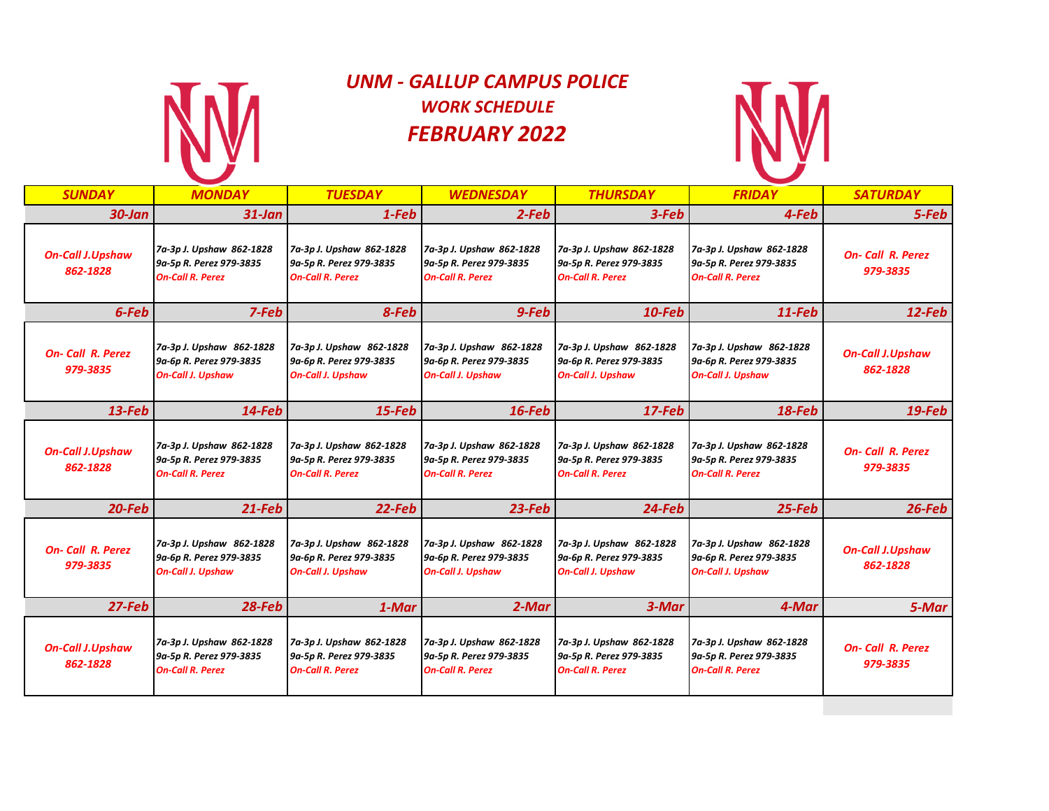# UNM - GALLUP CAMPUS POLICE

## WORK SCHEDULE

## FEBRUARY 2022

| SUNDAY | MONDAY | TUESDAY | WEDNESDAY | THURSDAY | FRIDAY | SATURDAY |
|---|---|---|---|---|---|---|
| 30-Jan | 31-Jan | 1-Feb | 2-Feb | 3-Feb | 4-Feb | 5-Feb |
| On-Call J.Upshaw 862-1828 | 7a-3p J. Upshaw 862-1828<br>9a-5p R. Perez 979-3835<br>On-Call R. Perez | 7a-3p J. Upshaw 862-1828<br>9a-5p R. Perez 979-3835<br>On-Call R. Perez | 7a-3p J. Upshaw 862-1828<br>9a-5p R. Perez 979-3835<br>On-Call R. Perez | 7a-3p J. Upshaw 862-1828<br>9a-5p R. Perez 979-3835<br>On-Call R. Perez | 7a-3p J. Upshaw 862-1828<br>9a-5p R. Perez 979-3835<br>On-Call R. Perez | On- Call R. Perez 979-3835 |
| 6-Feb | 7-Feb | 8-Feb | 9-Feb | 10-Feb | 11-Feb | 12-Feb |
| On- Call R. Perez 979-3835 | 7a-3p J. Upshaw 862-1828<br>9a-6p R. Perez 979-3835<br>On-Call J. Upshaw | 7a-3p J. Upshaw 862-1828<br>9a-6p R. Perez 979-3835<br>On-Call J. Upshaw | 7a-3p J. Upshaw 862-1828<br>9a-6p R. Perez 979-3835<br>On-Call J. Upshaw | 7a-3p J. Upshaw 862-1828<br>9a-6p R. Perez 979-3835<br>On-Call J. Upshaw | 7a-3p J. Upshaw 862-1828<br>9a-6p R. Perez 979-3835<br>On-Call J. Upshaw | On-Call J.Upshaw 862-1828 |
| 13-Feb | 14-Feb | 15-Feb | 16-Feb | 17-Feb | 18-Feb | 19-Feb |
| On-Call J.Upshaw 862-1828 | 7a-3p J. Upshaw 862-1828<br>9a-5p R. Perez 979-3835<br>On-Call R. Perez | 7a-3p J. Upshaw 862-1828<br>9a-5p R. Perez 979-3835<br>On-Call R. Perez | 7a-3p J. Upshaw 862-1828<br>9a-5p R. Perez 979-3835<br>On-Call R. Perez | 7a-3p J. Upshaw 862-1828<br>9a-5p R. Perez 979-3835<br>On-Call R. Perez | 7a-3p J. Upshaw 862-1828<br>9a-5p R. Perez 979-3835<br>On-Call R. Perez | On- Call R. Perez 979-3835 |
| 20-Feb | 21-Feb | 22-Feb | 23-Feb | 24-Feb | 25-Feb | 26-Feb |
| On- Call R. Perez 979-3835 | 7a-3p J. Upshaw 862-1828<br>9a-6p R. Perez 979-3835<br>On-Call J. Upshaw | 7a-3p J. Upshaw 862-1828<br>9a-6p R. Perez 979-3835<br>On-Call J. Upshaw | 7a-3p J. Upshaw 862-1828<br>9a-6p R. Perez 979-3835<br>On-Call J. Upshaw | 7a-3p J. Upshaw 862-1828<br>9a-6p R. Perez 979-3835<br>On-Call J. Upshaw | 7a-3p J. Upshaw 862-1828<br>9a-6p R. Perez 979-3835<br>On-Call J. Upshaw | On-Call J.Upshaw 862-1828 |
| 27-Feb | 28-Feb | 1-Mar | 2-Mar | 3-Mar | 4-Mar | 5-Mar |
| On-Call J.Upshaw 862-1828 | 7a-3p J. Upshaw 862-1828<br>9a-5p R. Perez 979-3835<br>On-Call R. Perez | 7a-3p J. Upshaw 862-1828<br>9a-5p R. Perez 979-3835<br>On-Call R. Perez | 7a-3p J. Upshaw 862-1828<br>9a-5p R. Perez 979-3835<br>On-Call R. Perez | 7a-3p J. Upshaw 862-1828<br>9a-5p R. Perez 979-3835<br>On-Call R. Perez | 7a-3p J. Upshaw 862-1828<br>9a-5p R. Perez 979-3835<br>On-Call R. Perez | On- Call R. Perez 979-3835 |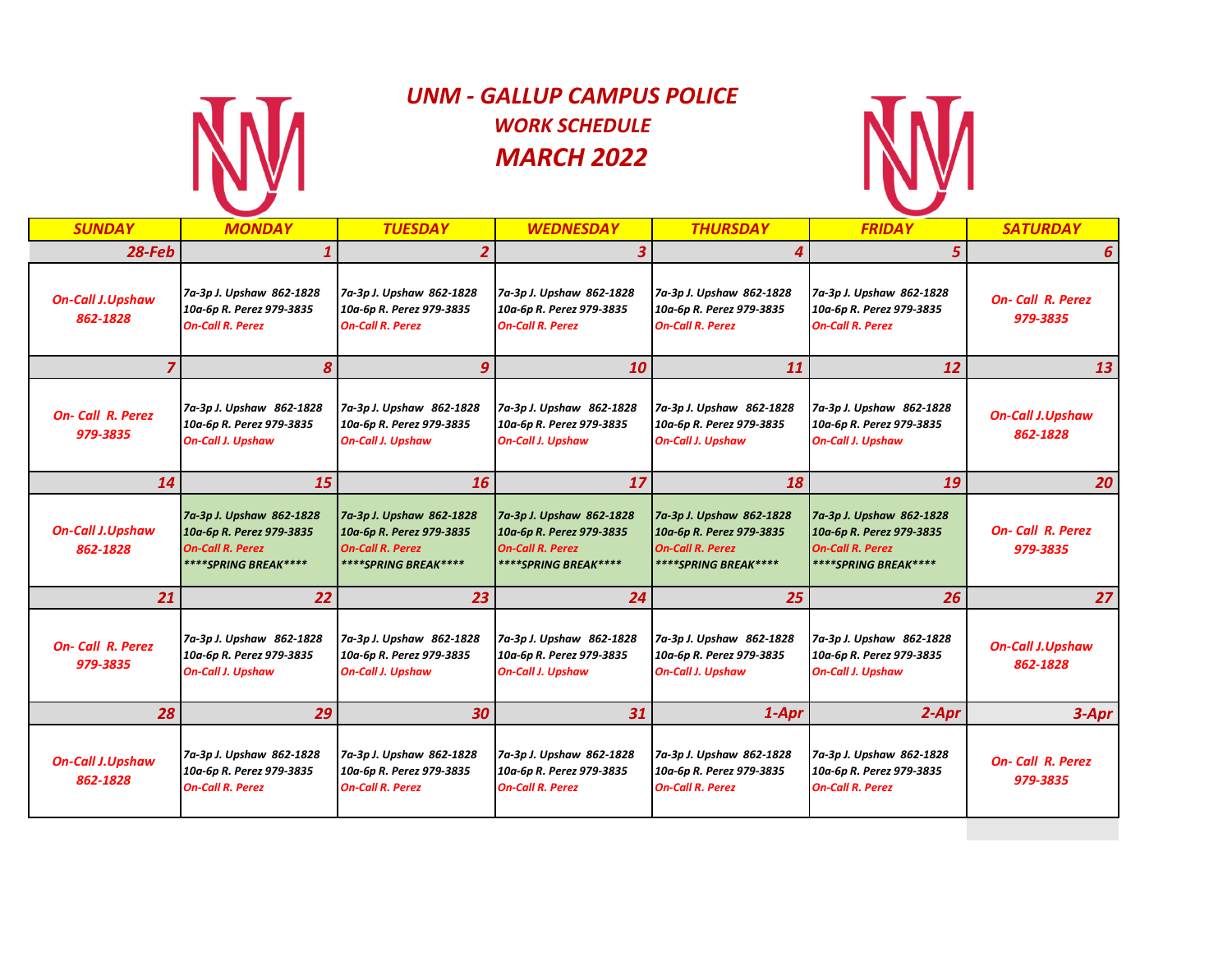# UNM - GALLUP CAMPUS POLICE

## WORK SCHEDULE

## MARCH 2022

| SUNDAY | MONDAY | TUESDAY | WEDNESDAY | THURSDAY | FRIDAY | SATURDAY |
|---|---|---|---|---|---|---|
| 28-Feb | 1 | 2 | 3 | 4 | 5 | 6 |
| On-Call J.Upshaw 862-1828 | 7a-3p J. Upshaw 862-1828<br>10a-6p R. Perez 979-3835<br>On-Call R. Perez | 7a-3p J. Upshaw 862-1828<br>10a-6p R. Perez 979-3835<br>On-Call R. Perez | 7a-3p J. Upshaw 862-1828<br>10a-6p R. Perez 979-3835<br>On-Call R. Perez | 7a-3p J. Upshaw 862-1828<br>10a-6p R. Perez 979-3835<br>On-Call R. Perez | 7a-3p J. Upshaw 862-1828<br>10a-6p R. Perez 979-3835<br>On-Call R. Perez | On- Call R. Perez 979-3835 |
| 7 | 8 | 9 | 10 | 11 | 12 | 13 |
| On- Call R. Perez 979-3835 | 7a-3p J. Upshaw 862-1828<br>10a-6p R. Perez 979-3835<br>On-Call J. Upshaw | 7a-3p J. Upshaw 862-1828<br>10a-6p R. Perez 979-3835<br>On-Call J. Upshaw | 7a-3p J. Upshaw 862-1828<br>10a-6p R. Perez 979-3835<br>On-Call J. Upshaw | 7a-3p J. Upshaw 862-1828<br>10a-6p R. Perez 979-3835<br>On-Call J. Upshaw | 7a-3p J. Upshaw 862-1828<br>10a-6p R. Perez 979-3835<br>On-Call J. Upshaw | On-Call J.Upshaw 862-1828 |
| 14 | 15 | 16 | 17 | 18 | 19 | 20 |
| On-Call J.Upshaw 862-1828 | 7a-3p J. Upshaw 862-1828<br>10a-6p R. Perez 979-3835<br>On-Call R. Perez<br>****SPRING BREAK**** | 7a-3p J. Upshaw 862-1828<br>10a-6p R. Perez 979-3835<br>On-Call R. Perez<br>****SPRING BREAK**** | 7a-3p J. Upshaw 862-1828<br>10a-6p R. Perez 979-3835<br>On-Call R. Perez<br>****SPRING BREAK**** | 7a-3p J. Upshaw 862-1828<br>10a-6p R. Perez 979-3835<br>On-Call R. Perez<br>****SPRING BREAK**** | 7a-3p J. Upshaw 862-1828<br>10a-6p R. Perez 979-3835<br>On-Call R. Perez<br>****SPRING BREAK**** | On- Call R. Perez 979-3835 |
| 21 | 22 | 23 | 24 | 25 | 26 | 27 |
| On- Call R. Perez 979-3835 | 7a-3p J. Upshaw 862-1828<br>10a-6p R. Perez 979-3835<br>On-Call J. Upshaw | 7a-3p J. Upshaw 862-1828<br>10a-6p R. Perez 979-3835<br>On-Call J. Upshaw | 7a-3p J. Upshaw 862-1828<br>10a-6p R. Perez 979-3835<br>On-Call J. Upshaw | 7a-3p J. Upshaw 862-1828<br>10a-6p R. Perez 979-3835<br>On-Call J. Upshaw | 7a-3p J. Upshaw 862-1828<br>10a-6p R. Perez 979-3835<br>On-Call J. Upshaw | On-Call J.Upshaw 862-1828 |
| 28 | 29 | 30 | 31 | 1-Apr | 2-Apr | 3-Apr |
| On-Call J.Upshaw 862-1828 | 7a-3p J. Upshaw 862-1828<br>10a-6p R. Perez 979-3835<br>On-Call R. Perez | 7a-3p J. Upshaw 862-1828<br>10a-6p R. Perez 979-3835<br>On-Call R. Perez | 7a-3p J. Upshaw 862-1828<br>10a-6p R. Perez 979-3835<br>On-Call R. Perez | 7a-3p J. Upshaw 862-1828<br>10a-6p R. Perez 979-3835<br>On-Call R. Perez | 7a-3p J. Upshaw 862-1828<br>10a-6p R. Perez 979-3835<br>On-Call R. Perez | On- Call R. Perez 979-3835 |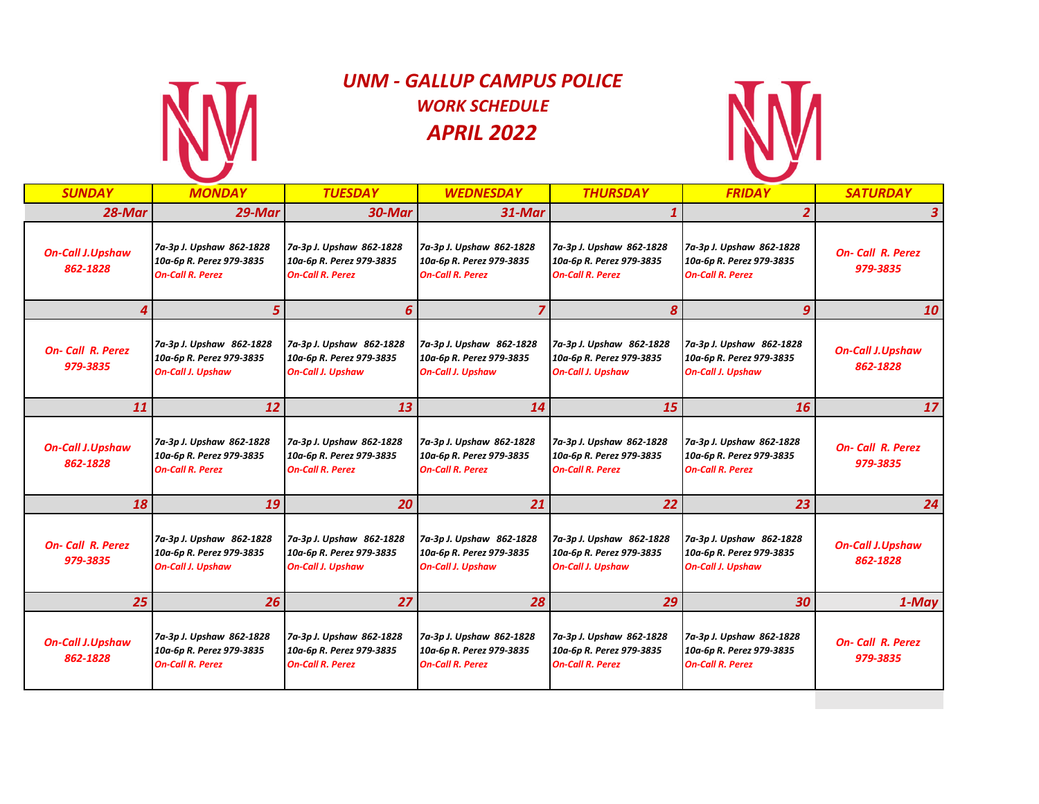# UNM - GALLUP CAMPUS POLICE

## WORK SCHEDULE

## APRIL 2022

| SUNDAY | MONDAY | TUESDAY | WEDNESDAY | THURSDAY | FRIDAY | SATURDAY |
|---|---|---|---|---|---|---|
| 28-Mar | 29-Mar | 30-Mar | 31-Mar | 1 | 2 | 3 |
| On-Call J.Upshaw 862-1828 | 7a-3p J. Upshaw 862-1828<br>10a-6p R. Perez 979-3835<br>On-Call R. Perez | 7a-3p J. Upshaw 862-1828<br>10a-6p R. Perez 979-3835<br>On-Call R. Perez | 7a-3p J. Upshaw 862-1828<br>10a-6p R. Perez 979-3835<br>On-Call R. Perez | 7a-3p J. Upshaw 862-1828<br>10a-6p R. Perez 979-3835<br>On-Call R. Perez | 7a-3p J. Upshaw 862-1828<br>10a-6p R. Perez 979-3835<br>On-Call R. Perez | On- Call R. Perez 979-3835 |
| 4 | 5 | 6 | 7 | 8 | 9 | 10 |
| On- Call R. Perez 979-3835 | 7a-3p J. Upshaw 862-1828<br>10a-6p R. Perez 979-3835<br>On-Call J. Upshaw | 7a-3p J. Upshaw 862-1828<br>10a-6p R. Perez 979-3835<br>On-Call J. Upshaw | 7a-3p J. Upshaw 862-1828<br>10a-6p R. Perez 979-3835<br>On-Call J. Upshaw | 7a-3p J. Upshaw 862-1828<br>10a-6p R. Perez 979-3835<br>On-Call J. Upshaw | 7a-3p J. Upshaw 862-1828<br>10a-6p R. Perez 979-3835<br>On-Call J. Upshaw | On-Call J.Upshaw 862-1828 |
| 11 | 12 | 13 | 14 | 15 | 16 | 17 |
| On-Call J.Upshaw 862-1828 | 7a-3p J. Upshaw 862-1828<br>10a-6p R. Perez 979-3835<br>On-Call R. Perez | 7a-3p J. Upshaw 862-1828<br>10a-6p R. Perez 979-3835<br>On-Call R. Perez | 7a-3p J. Upshaw 862-1828<br>10a-6p R. Perez 979-3835<br>On-Call R. Perez | 7a-3p J. Upshaw 862-1828<br>10a-6p R. Perez 979-3835<br>On-Call R. Perez | 7a-3p J. Upshaw 862-1828<br>10a-6p R. Perez 979-3835<br>On-Call R. Perez | On- Call R. Perez 979-3835 |
| 18 | 19 | 20 | 21 | 22 | 23 | 24 |
| On- Call R. Perez 979-3835 | 7a-3p J. Upshaw 862-1828<br>10a-6p R. Perez 979-3835<br>On-Call J. Upshaw | 7a-3p J. Upshaw 862-1828<br>10a-6p R. Perez 979-3835<br>On-Call J. Upshaw | 7a-3p J. Upshaw 862-1828<br>10a-6p R. Perez 979-3835<br>On-Call J. Upshaw | 7a-3p J. Upshaw 862-1828<br>10a-6p R. Perez 979-3835<br>On-Call J. Upshaw | 7a-3p J. Upshaw 862-1828<br>10a-6p R. Perez 979-3835<br>On-Call J. Upshaw | On-Call J.Upshaw 862-1828 |
| 25 | 26 | 27 | 28 | 29 | 30 | 1-May |
| On-Call J.Upshaw 862-1828 | 7a-3p J. Upshaw 862-1828<br>10a-6p R. Perez 979-3835<br>On-Call R. Perez | 7a-3p J. Upshaw 862-1828<br>10a-6p R. Perez 979-3835<br>On-Call R. Perez | 7a-3p J. Upshaw 862-1828<br>10a-6p R. Perez 979-3835<br>On-Call R. Perez | 7a-3p J. Upshaw 862-1828<br>10a-6p R. Perez 979-3835<br>On-Call R. Perez | 7a-3p J. Upshaw 862-1828<br>10a-6p R. Perez 979-3835<br>On-Call R. Perez | On- Call R. Perez 979-3835 |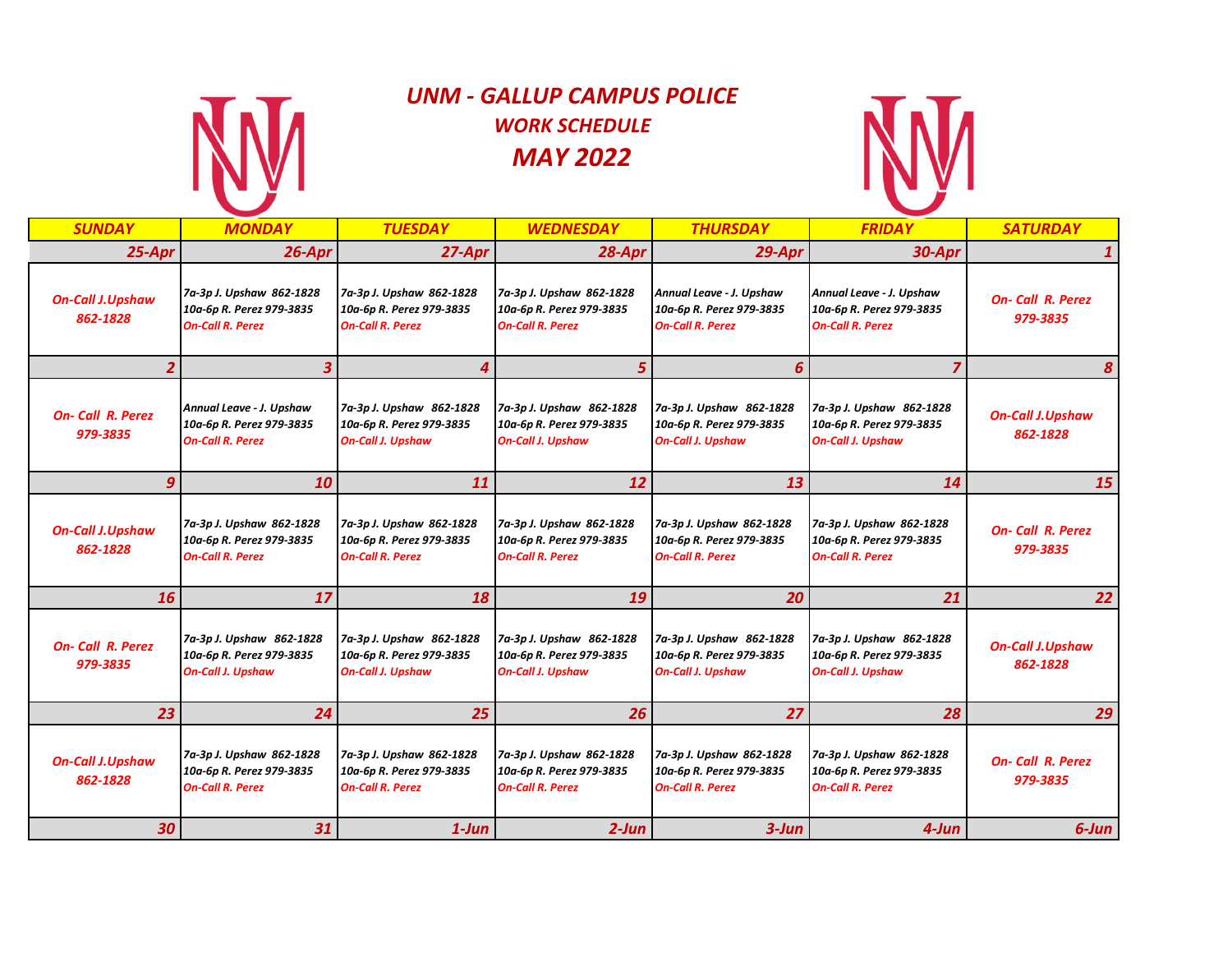# UNM - GALLUP CAMPUS POLICE

## WORK SCHEDULE

## MAY 2022

| SUNDAY | MONDAY | TUESDAY | WEDNESDAY | THURSDAY | FRIDAY | SATURDAY |
|---|---|---|---|---|---|---|
| 25-Apr | 26-Apr | 27-Apr | 28-Apr | 29-Apr | 30-Apr | 1 |
| On-Call J.Upshaw 862-1828 | 7a-3p J. Upshaw 862-1828<br>10a-6p R. Perez 979-3835<br>On-Call R. Perez | 7a-3p J. Upshaw 862-1828<br>10a-6p R. Perez 979-3835<br>On-Call R. Perez | 7a-3p J. Upshaw 862-1828<br>10a-6p R. Perez 979-3835<br>On-Call R. Perez | Annual Leave - J. Upshaw<br>10a-6p R. Perez 979-3835<br>On-Call R. Perez | Annual Leave - J. Upshaw<br>10a-6p R. Perez 979-3835<br>On-Call R. Perez | On- Call R. Perez 979-3835 |
| 2 | 3 | 4 | 5 | 6 | 7 | 8 |
| On- Call R. Perez 979-3835 | Annual Leave - J. Upshaw<br>10a-6p R. Perez 979-3835<br>On-Call R. Perez | 7a-3p J. Upshaw 862-1828<br>10a-6p R. Perez 979-3835<br>On-Call J. Upshaw | 7a-3p J. Upshaw 862-1828<br>10a-6p R. Perez 979-3835<br>On-Call J. Upshaw | 7a-3p J. Upshaw 862-1828<br>10a-6p R. Perez 979-3835<br>On-Call J. Upshaw | 7a-3p J. Upshaw 862-1828<br>10a-6p R. Perez 979-3835<br>On-Call J. Upshaw | On-Call J.Upshaw 862-1828 |
| 9 | 10 | 11 | 12 | 13 | 14 | 15 |
| On-Call J.Upshaw 862-1828 | 7a-3p J. Upshaw 862-1828<br>10a-6p R. Perez 979-3835<br>On-Call R. Perez | 7a-3p J. Upshaw 862-1828<br>10a-6p R. Perez 979-3835<br>On-Call R. Perez | 7a-3p J. Upshaw 862-1828<br>10a-6p R. Perez 979-3835<br>On-Call R. Perez | 7a-3p J. Upshaw 862-1828<br>10a-6p R. Perez 979-3835<br>On-Call R. Perez | 7a-3p J. Upshaw 862-1828<br>10a-6p R. Perez 979-3835<br>On-Call R. Perez | On- Call R. Perez 979-3835 |
| 16 | 17 | 18 | 19 | 20 | 21 | 22 |
| On- Call R. Perez 979-3835 | 7a-3p J. Upshaw 862-1828<br>10a-6p R. Perez 979-3835<br>On-Call J. Upshaw | 7a-3p J. Upshaw 862-1828<br>10a-6p R. Perez 979-3835<br>On-Call J. Upshaw | 7a-3p J. Upshaw 862-1828<br>10a-6p R. Perez 979-3835<br>On-Call J. Upshaw | 7a-3p J. Upshaw 862-1828<br>10a-6p R. Perez 979-3835<br>On-Call J. Upshaw | 7a-3p J. Upshaw 862-1828<br>10a-6p R. Perez 979-3835<br>On-Call J. Upshaw | On-Call J.Upshaw 862-1828 |
| 23 | 24 | 25 | 26 | 27 | 28 | 29 |
| On-Call J.Upshaw 862-1828 | 7a-3p J. Upshaw 862-1828<br>10a-6p R. Perez 979-3835<br>On-Call R. Perez | 7a-3p J. Upshaw 862-1828<br>10a-6p R. Perez 979-3835<br>On-Call R. Perez | 7a-3p J. Upshaw 862-1828<br>10a-6p R. Perez 979-3835<br>On-Call R. Perez | 7a-3p J. Upshaw 862-1828<br>10a-6p R. Perez 979-3835<br>On-Call R. Perez | 7a-3p J. Upshaw 862-1828<br>10a-6p R. Perez 979-3835<br>On-Call R. Perez | On- Call R. Perez 979-3835 |
| 30 | 31 | 1-Jun | 2-Jun | 3-Jun | 4-Jun | 6-Jun |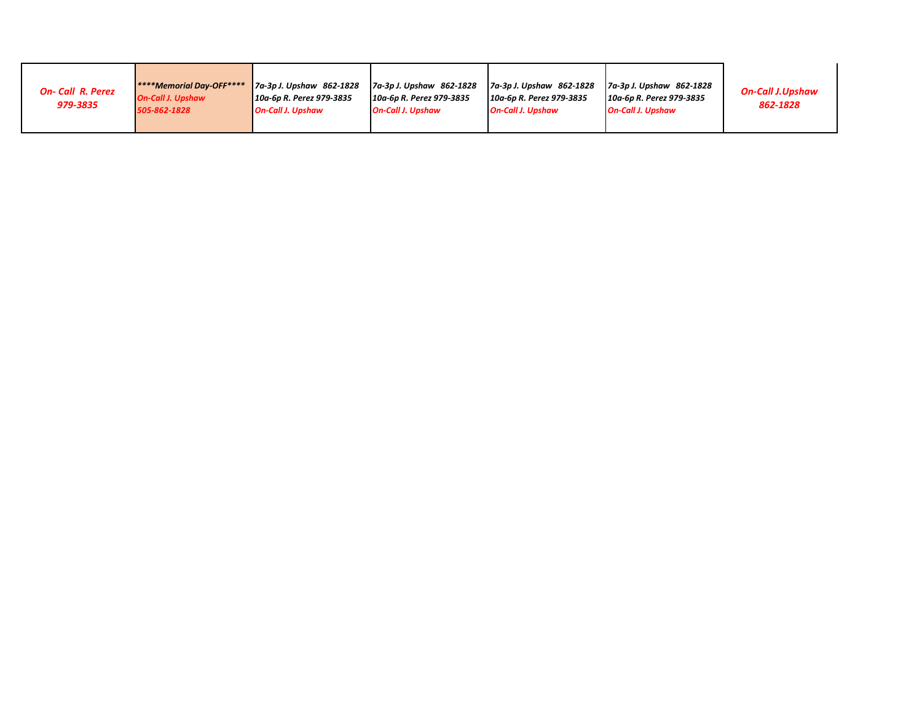| | | | | | | |
|---|---|---|---|---|---|---|
| *On- Call R. Perez 979-3835* | *\*\*\*\*Memorial Day-OFF\*\*\*\* On-Call J. Upshaw 505-862-1828* | *7a-3p J. Upshaw 862-1828 10a-6p R. Perez 979-3835 On-Call J. Upshaw* | *7a-3p J. Upshaw 862-1828 10a-6p R. Perez 979-3835 On-Call J. Upshaw* | *7a-3p J. Upshaw 862-1828 10a-6p R. Perez 979-3835 On-Call J. Upshaw* | *7a-3p J. Upshaw 862-1828 10a-6p R. Perez 979-3835 On-Call J. Upshaw* | *On-Call J.Upshaw 862-1828* |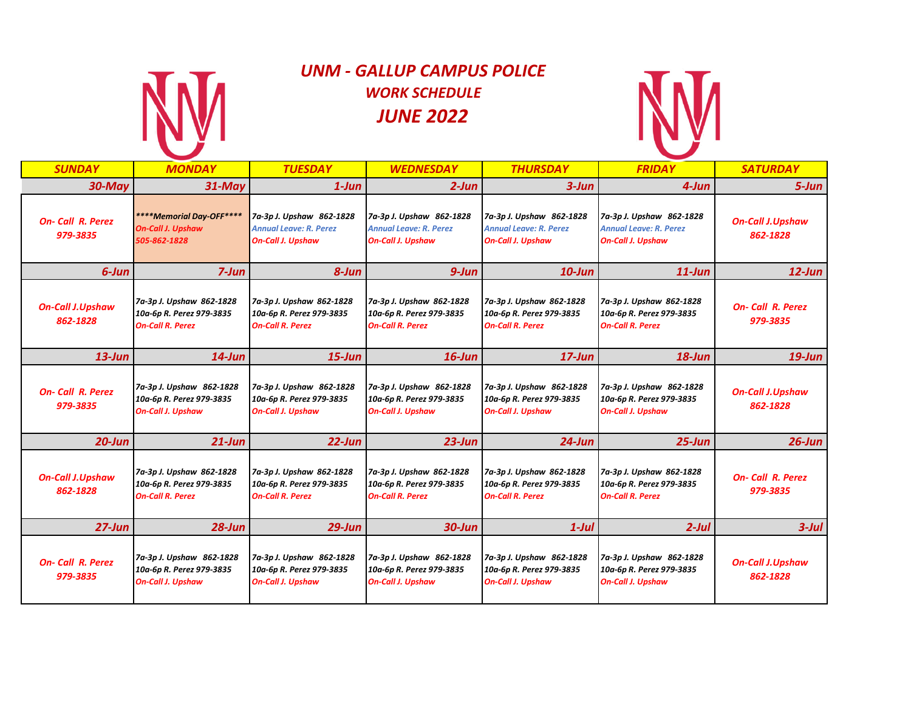# UNM - GALLUP CAMPUS POLICE
## WORK SCHEDULE
## JUNE 2022

| SUNDAY | MONDAY | TUESDAY | WEDNESDAY | THURSDAY | FRIDAY | SATURDAY |
|---|---|---|---|---|---|---|
| 30-May | 31-May | 1-Jun | 2-Jun | 3-Jun | 4-Jun | 5-Jun |
| On- Call R. Perez 979-3835 | ****Memorial Day-OFF**** On-Call J. Upshaw 505-862-1828 | 7a-3p J. Upshaw 862-1828 Annual Leave: R. Perez On-Call J. Upshaw | 7a-3p J. Upshaw 862-1828 Annual Leave: R. Perez On-Call J. Upshaw | 7a-3p J. Upshaw 862-1828 Annual Leave: R. Perez On-Call J. Upshaw | 7a-3p J. Upshaw 862-1828 Annual Leave: R. Perez On-Call J. Upshaw | On-Call J.Upshaw 862-1828 |
| 6-Jun | 7-Jun | 8-Jun | 9-Jun | 10-Jun | 11-Jun | 12-Jun |
| On-Call J.Upshaw 862-1828 | 7a-3p J. Upshaw 862-1828 10a-6p R. Perez 979-3835 On-Call R. Perez | 7a-3p J. Upshaw 862-1828 10a-6p R. Perez 979-3835 On-Call R. Perez | 7a-3p J. Upshaw 862-1828 10a-6p R. Perez 979-3835 On-Call R. Perez | 7a-3p J. Upshaw 862-1828 10a-6p R. Perez 979-3835 On-Call R. Perez | 7a-3p J. Upshaw 862-1828 10a-6p R. Perez 979-3835 On-Call R. Perez | On- Call R. Perez 979-3835 |
| 13-Jun | 14-Jun | 15-Jun | 16-Jun | 17-Jun | 18-Jun | 19-Jun |
| On- Call R. Perez 979-3835 | 7a-3p J. Upshaw 862-1828 10a-6p R. Perez 979-3835 On-Call J. Upshaw | 7a-3p J. Upshaw 862-1828 10a-6p R. Perez 979-3835 On-Call J. Upshaw | 7a-3p J. Upshaw 862-1828 10a-6p R. Perez 979-3835 On-Call J. Upshaw | 7a-3p J. Upshaw 862-1828 10a-6p R. Perez 979-3835 On-Call J. Upshaw | 7a-3p J. Upshaw 862-1828 10a-6p R. Perez 979-3835 On-Call J. Upshaw | On-Call J.Upshaw 862-1828 |
| 20-Jun | 21-Jun | 22-Jun | 23-Jun | 24-Jun | 25-Jun | 26-Jun |
| On-Call J.Upshaw 862-1828 | 7a-3p J. Upshaw 862-1828 10a-6p R. Perez 979-3835 On-Call R. Perez | 7a-3p J. Upshaw 862-1828 10a-6p R. Perez 979-3835 On-Call R. Perez | 7a-3p J. Upshaw 862-1828 10a-6p R. Perez 979-3835 On-Call R. Perez | 7a-3p J. Upshaw 862-1828 10a-6p R. Perez 979-3835 On-Call R. Perez | 7a-3p J. Upshaw 862-1828 10a-6p R. Perez 979-3835 On-Call R. Perez | On- Call R. Perez 979-3835 |
| 27-Jun | 28-Jun | 29-Jun | 30-Jun | 1-Jul | 2-Jul | 3-Jul |
| On- Call R. Perez 979-3835 | 7a-3p J. Upshaw 862-1828 10a-6p R. Perez 979-3835 On-Call J. Upshaw | 7a-3p J. Upshaw 862-1828 10a-6p R. Perez 979-3835 On-Call J. Upshaw | 7a-3p J. Upshaw 862-1828 10a-6p R. Perez 979-3835 On-Call J. Upshaw | 7a-3p J. Upshaw 862-1828 10a-6p R. Perez 979-3835 On-Call J. Upshaw | 7a-3p J. Upshaw 862-1828 10a-6p R. Perez 979-3835 On-Call J. Upshaw | On-Call J.Upshaw 862-1828 |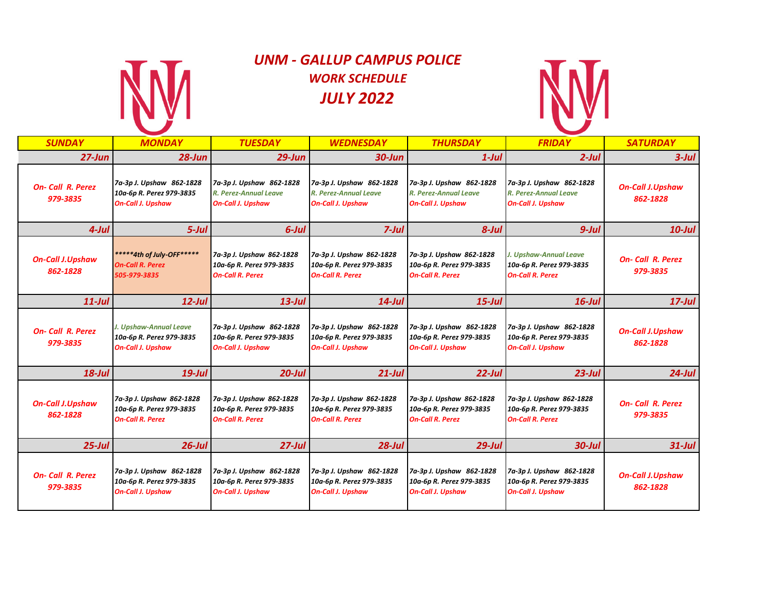# UNM - GALLUP CAMPUS POLICE

## WORK SCHEDULE

## JULY 2022

| SUNDAY | MONDAY | TUESDAY | WEDNESDAY | THURSDAY | FRIDAY | SATURDAY |
|---|---|---|---|---|---|---|
| 27-Jun | 28-Jun | 29-Jun | 30-Jun | 1-Jul | 2-Jul | 3-Jul |
| On- Call R. Perez 979-3835 | 7a-3p J. Upshaw 862-1828<br>10a-6p R. Perez 979-3835<br>On-Call J. Upshaw | 7a-3p J. Upshaw 862-1828<br>R. Perez-Annual Leave<br>On-Call J. Upshaw | 7a-3p J. Upshaw 862-1828<br>R. Perez-Annual Leave<br>On-Call J. Upshaw | 7a-3p J. Upshaw 862-1828<br>R. Perez-Annual Leave<br>On-Call J. Upshaw | 7a-3p J. Upshaw 862-1828<br>R. Perez-Annual Leave<br>On-Call J. Upshaw | On-Call J.Upshaw 862-1828 |
| 4-Jul | 5-Jul | 6-Jul | 7-Jul | 8-Jul | 9-Jul | 10-Jul |
| On-Call J.Upshaw 862-1828 | *****4th of July-OFF*****<br>On-Call R. Perez<br>505-979-3835 | 7a-3p J. Upshaw 862-1828<br>10a-6p R. Perez 979-3835<br>On-Call R. Perez | 7a-3p J. Upshaw 862-1828<br>10a-6p R. Perez 979-3835<br>On-Call R. Perez | 7a-3p J. Upshaw 862-1828<br>10a-6p R. Perez 979-3835<br>On-Call R. Perez | J. Upshaw-Annual Leave<br>10a-6p R. Perez 979-3835<br>On-Call R. Perez | On- Call R. Perez 979-3835 |
| 11-Jul | 12-Jul | 13-Jul | 14-Jul | 15-Jul | 16-Jul | 17-Jul |
| On- Call R. Perez 979-3835 | J. Upshaw-Annual Leave<br>10a-6p R. Perez 979-3835<br>On-Call J. Upshaw | 7a-3p J. Upshaw 862-1828<br>10a-6p R. Perez 979-3835<br>On-Call J. Upshaw | 7a-3p J. Upshaw 862-1828<br>10a-6p R. Perez 979-3835<br>On-Call J. Upshaw | 7a-3p J. Upshaw 862-1828<br>10a-6p R. Perez 979-3835<br>On-Call J. Upshaw | 7a-3p J. Upshaw 862-1828<br>10a-6p R. Perez 979-3835<br>On-Call J. Upshaw | On-Call J.Upshaw 862-1828 |
| 18-Jul | 19-Jul | 20-Jul | 21-Jul | 22-Jul | 23-Jul | 24-Jul |
| On-Call J.Upshaw 862-1828 | 7a-3p J. Upshaw 862-1828<br>10a-6p R. Perez 979-3835<br>On-Call R. Perez | 7a-3p J. Upshaw 862-1828<br>10a-6p R. Perez 979-3835<br>On-Call R. Perez | 7a-3p J. Upshaw 862-1828<br>10a-6p R. Perez 979-3835<br>On-Call R. Perez | 7a-3p J. Upshaw 862-1828<br>10a-6p R. Perez 979-3835<br>On-Call R. Perez | 7a-3p J. Upshaw 862-1828<br>10a-6p R. Perez 979-3835<br>On-Call R. Perez | On- Call R. Perez 979-3835 |
| 25-Jul | 26-Jul | 27-Jul | 28-Jul | 29-Jul | 30-Jul | 31-Jul |
| On- Call R. Perez 979-3835 | 7a-3p J. Upshaw 862-1828<br>10a-6p R. Perez 979-3835<br>On-Call J. Upshaw | 7a-3p J. Upshaw 862-1828<br>10a-6p R. Perez 979-3835<br>On-Call J. Upshaw | 7a-3p J. Upshaw 862-1828<br>10a-6p R. Perez 979-3835<br>On-Call J. Upshaw | 7a-3p J. Upshaw 862-1828<br>10a-6p R. Perez 979-3835<br>On-Call J. Upshaw | 7a-3p J. Upshaw 862-1828<br>10a-6p R. Perez 979-3835<br>On-Call J. Upshaw | On-Call J.Upshaw 862-1828 |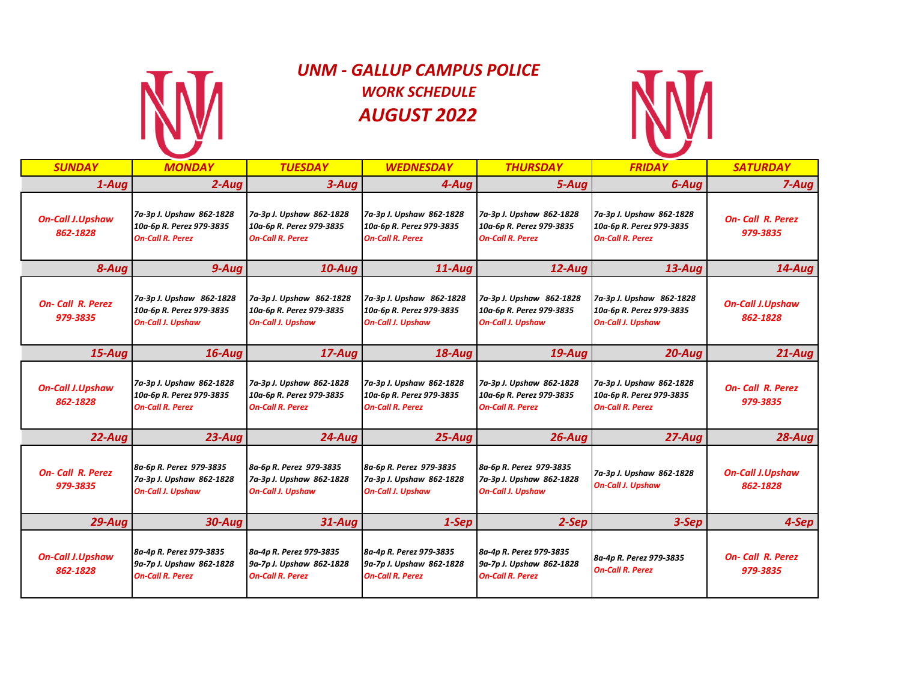# UNM - GALLUP CAMPUS POLICE

## WORK SCHEDULE

## AUGUST 2022

| SUNDAY | MONDAY | TUESDAY | WEDNESDAY | THURSDAY | FRIDAY | SATURDAY |
|---|---|---|---|---|---|---|
| 1-Aug | 2-Aug | 3-Aug | 4-Aug | 5-Aug | 6-Aug | 7-Aug |
| On-Call J.Upshaw 862-1828 | 7a-3p J. Upshaw 862-1828<br>10a-6p R. Perez 979-3835<br>On-Call R. Perez | 7a-3p J. Upshaw 862-1828<br>10a-6p R. Perez 979-3835<br>On-Call R. Perez | 7a-3p J. Upshaw 862-1828<br>10a-6p R. Perez 979-3835<br>On-Call R. Perez | 7a-3p J. Upshaw 862-1828<br>10a-6p R. Perez 979-3835<br>On-Call R. Perez | 7a-3p J. Upshaw 862-1828<br>10a-6p R. Perez 979-3835<br>On-Call R. Perez | On- Call R. Perez 979-3835 |
| 8-Aug | 9-Aug | 10-Aug | 11-Aug | 12-Aug | 13-Aug | 14-Aug |
| On- Call R. Perez 979-3835 | 7a-3p J. Upshaw 862-1828<br>10a-6p R. Perez 979-3835<br>On-Call J. Upshaw | 7a-3p J. Upshaw 862-1828<br>10a-6p R. Perez 979-3835<br>On-Call J. Upshaw | 7a-3p J. Upshaw 862-1828<br>10a-6p R. Perez 979-3835<br>On-Call J. Upshaw | 7a-3p J. Upshaw 862-1828<br>10a-6p R. Perez 979-3835<br>On-Call J. Upshaw | 7a-3p J. Upshaw 862-1828<br>10a-6p R. Perez 979-3835<br>On-Call J. Upshaw | On-Call J.Upshaw 862-1828 |
| 15-Aug | 16-Aug | 17-Aug | 18-Aug | 19-Aug | 20-Aug | 21-Aug |
| On-Call J.Upshaw 862-1828 | 7a-3p J. Upshaw 862-1828<br>10a-6p R. Perez 979-3835<br>On-Call R. Perez | 7a-3p J. Upshaw 862-1828<br>10a-6p R. Perez 979-3835<br>On-Call R. Perez | 7a-3p J. Upshaw 862-1828<br>10a-6p R. Perez 979-3835<br>On-Call R. Perez | 7a-3p J. Upshaw 862-1828<br>10a-6p R. Perez 979-3835<br>On-Call R. Perez | 7a-3p J. Upshaw 862-1828<br>10a-6p R. Perez 979-3835<br>On-Call R. Perez | On- Call R. Perez 979-3835 |
| 22-Aug | 23-Aug | 24-Aug | 25-Aug | 26-Aug | 27-Aug | 28-Aug |
| On- Call R. Perez 979-3835 | 8a-6p R. Perez 979-3835<br>7a-3p J. Upshaw 862-1828<br>On-Call J. Upshaw | 8a-6p R. Perez 979-3835<br>7a-3p J. Upshaw 862-1828<br>On-Call J. Upshaw | 8a-6p R. Perez 979-3835<br>7a-3p J. Upshaw 862-1828<br>On-Call J. Upshaw | 8a-6p R. Perez 979-3835<br>7a-3p J. Upshaw 862-1828<br>On-Call J. Upshaw | 7a-3p J. Upshaw 862-1828<br>On-Call J. Upshaw | On-Call J.Upshaw 862-1828 |
| 29-Aug | 30-Aug | 31-Aug | 1-Sep | 2-Sep | 3-Sep | 4-Sep |
| On-Call J.Upshaw 862-1828 | 8a-4p R. Perez 979-3835<br>9a-7p J. Upshaw 862-1828<br>On-Call R. Perez | 8a-4p R. Perez 979-3835<br>9a-7p J. Upshaw 862-1828<br>On-Call R. Perez | 8a-4p R. Perez 979-3835<br>9a-7p J. Upshaw 862-1828<br>On-Call R. Perez | 8a-4p R. Perez 979-3835<br>9a-7p J. Upshaw 862-1828<br>On-Call R. Perez | 8a-4p R. Perez 979-3835<br>On-Call R. Perez | On- Call R. Perez 979-3835 |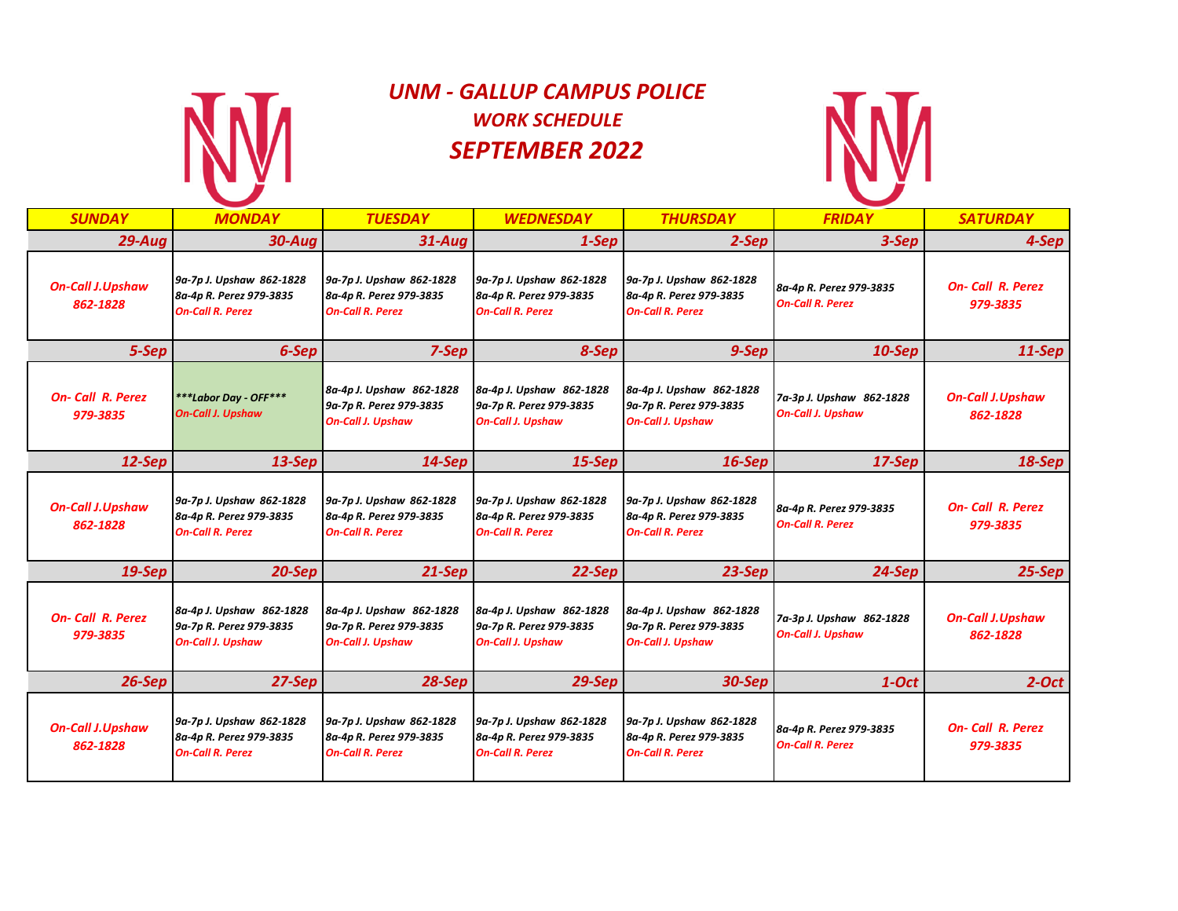# UNM - GALLUP CAMPUS POLICE

## WORK SCHEDULE

## SEPTEMBER 2022

| SUNDAY | MONDAY | TUESDAY | WEDNESDAY | THURSDAY | FRIDAY | SATURDAY |
|---|---|---|---|---|---|---|
| 29-Aug | 30-Aug | 31-Aug | 1-Sep | 2-Sep | 3-Sep | 4-Sep |
| On-Call J.Upshaw 862-1828 | 9a-7p J. Upshaw 862-1828<br>8a-4p R. Perez 979-3835<br>On-Call R. Perez | 9a-7p J. Upshaw 862-1828<br>8a-4p R. Perez 979-3835<br>On-Call R. Perez | 9a-7p J. Upshaw 862-1828<br>8a-4p R. Perez 979-3835<br>On-Call R. Perez | 9a-7p J. Upshaw 862-1828<br>8a-4p R. Perez 979-3835<br>On-Call R. Perez | 8a-4p R. Perez 979-3835<br>On-Call R. Perez | On- Call R. Perez 979-3835 |
| 5-Sep | 6-Sep | 7-Sep | 8-Sep | 9-Sep | 10-Sep | 11-Sep |
| On- Call R. Perez 979-3835 | ***Labor Day - OFF***<br>On-Call J. Upshaw | 8a-4p J. Upshaw 862-1828<br>9a-7p R. Perez 979-3835<br>On-Call J. Upshaw | 8a-4p J. Upshaw 862-1828<br>9a-7p R. Perez 979-3835<br>On-Call J. Upshaw | 8a-4p J. Upshaw 862-1828<br>9a-7p R. Perez 979-3835<br>On-Call J. Upshaw | 7a-3p J. Upshaw 862-1828<br>On-Call J. Upshaw | On-Call J.Upshaw 862-1828 |
| 12-Sep | 13-Sep | 14-Sep | 15-Sep | 16-Sep | 17-Sep | 18-Sep |
| On-Call J.Upshaw 862-1828 | 9a-7p J. Upshaw 862-1828<br>8a-4p R. Perez 979-3835<br>On-Call R. Perez | 9a-7p J. Upshaw 862-1828<br>8a-4p R. Perez 979-3835<br>On-Call R. Perez | 9a-7p J. Upshaw 862-1828<br>8a-4p R. Perez 979-3835<br>On-Call R. Perez | 9a-7p J. Upshaw 862-1828<br>8a-4p R. Perez 979-3835<br>On-Call R. Perez | 8a-4p R. Perez 979-3835<br>On-Call R. Perez | On- Call R. Perez 979-3835 |
| 19-Sep | 20-Sep | 21-Sep | 22-Sep | 23-Sep | 24-Sep | 25-Sep |
| On- Call R. Perez 979-3835 | 8a-4p J. Upshaw 862-1828<br>9a-7p R. Perez 979-3835<br>On-Call J. Upshaw | 8a-4p J. Upshaw 862-1828<br>9a-7p R. Perez 979-3835<br>On-Call J. Upshaw | 8a-4p J. Upshaw 862-1828<br>9a-7p R. Perez 979-3835<br>On-Call J. Upshaw | 8a-4p J. Upshaw 862-1828<br>9a-7p R. Perez 979-3835<br>On-Call J. Upshaw | 7a-3p J. Upshaw 862-1828<br>On-Call J. Upshaw | On-Call J.Upshaw 862-1828 |
| 26-Sep | 27-Sep | 28-Sep | 29-Sep | 30-Sep | 1-Oct | 2-Oct |
| On-Call J.Upshaw 862-1828 | 9a-7p J. Upshaw 862-1828<br>8a-4p R. Perez 979-3835<br>On-Call R. Perez | 9a-7p J. Upshaw 862-1828<br>8a-4p R. Perez 979-3835<br>On-Call R. Perez | 9a-7p J. Upshaw 862-1828<br>8a-4p R. Perez 979-3835<br>On-Call R. Perez | 9a-7p J. Upshaw 862-1828<br>8a-4p R. Perez 979-3835<br>On-Call R. Perez | 8a-4p R. Perez 979-3835<br>On-Call R. Perez | On- Call R. Perez 979-3835 |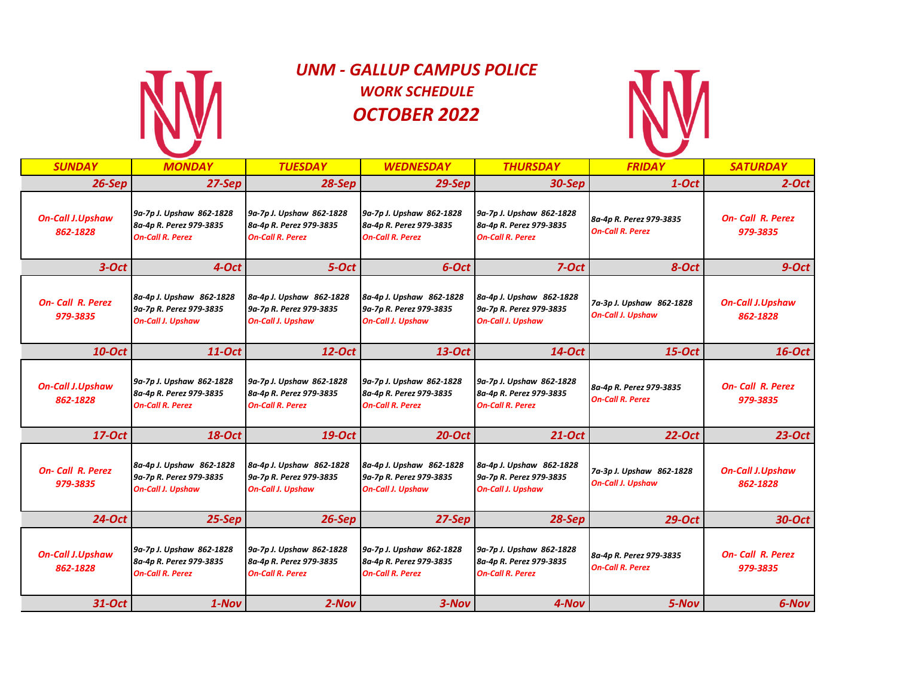# UNM - GALLUP CAMPUS POLICE

## WORK SCHEDULE

## OCTOBER 2022

| SUNDAY | MONDAY | TUESDAY | WEDNESDAY | THURSDAY | FRIDAY | SATURDAY |
|---|---|---|---|---|---|---|
| 26-Sep | 27-Sep | 28-Sep | 29-Sep | 30-Sep | 1-Oct | 2-Oct |
| On-Call J.Upshaw 862-1828 | 9a-7p J. Upshaw 862-1828<br>8a-4p R. Perez 979-3835<br>On-Call R. Perez | 9a-7p J. Upshaw 862-1828<br>8a-4p R. Perez 979-3835<br>On-Call R. Perez | 9a-7p J. Upshaw 862-1828<br>8a-4p R. Perez 979-3835<br>On-Call R. Perez | 9a-7p J. Upshaw 862-1828<br>8a-4p R. Perez 979-3835<br>On-Call R. Perez | 8a-4p R. Perez 979-3835<br>On-Call R. Perez | On- Call R. Perez 979-3835 |
| 3-Oct | 4-Oct | 5-Oct | 6-Oct | 7-Oct | 8-Oct | 9-Oct |
| On- Call R. Perez 979-3835 | 8a-4p J. Upshaw 862-1828<br>9a-7p R. Perez 979-3835<br>On-Call J. Upshaw | 8a-4p J. Upshaw 862-1828<br>9a-7p R. Perez 979-3835<br>On-Call J. Upshaw | 8a-4p J. Upshaw 862-1828<br>9a-7p R. Perez 979-3835<br>On-Call J. Upshaw | 8a-4p J. Upshaw 862-1828<br>9a-7p R. Perez 979-3835<br>On-Call J. Upshaw | 7a-3p J. Upshaw 862-1828<br>On-Call J. Upshaw | On-Call J.Upshaw 862-1828 |
| 10-Oct | 11-Oct | 12-Oct | 13-Oct | 14-Oct | 15-Oct | 16-Oct |
| On-Call J.Upshaw 862-1828 | 9a-7p J. Upshaw 862-1828<br>8a-4p R. Perez 979-3835<br>On-Call R. Perez | 9a-7p J. Upshaw 862-1828<br>8a-4p R. Perez 979-3835<br>On-Call R. Perez | 9a-7p J. Upshaw 862-1828<br>8a-4p R. Perez 979-3835<br>On-Call R. Perez | 9a-7p J. Upshaw 862-1828<br>8a-4p R. Perez 979-3835<br>On-Call R. Perez | 8a-4p R. Perez 979-3835<br>On-Call R. Perez | On- Call R. Perez 979-3835 |
| 17-Oct | 18-Oct | 19-Oct | 20-Oct | 21-Oct | 22-Oct | 23-Oct |
| On- Call R. Perez 979-3835 | 8a-4p J. Upshaw 862-1828<br>9a-7p R. Perez 979-3835<br>On-Call J. Upshaw | 8a-4p J. Upshaw 862-1828<br>9a-7p R. Perez 979-3835<br>On-Call J. Upshaw | 8a-4p J. Upshaw 862-1828<br>9a-7p R. Perez 979-3835<br>On-Call J. Upshaw | 8a-4p J. Upshaw 862-1828<br>9a-7p R. Perez 979-3835<br>On-Call J. Upshaw | 7a-3p J. Upshaw 862-1828<br>On-Call J. Upshaw | On-Call J.Upshaw 862-1828 |
| 24-Oct | 25-Sep | 26-Sep | 27-Sep | 28-Sep | 29-Oct | 30-Oct |
| On-Call J.Upshaw 862-1828 | 9a-7p J. Upshaw 862-1828<br>8a-4p R. Perez 979-3835<br>On-Call R. Perez | 9a-7p J. Upshaw 862-1828<br>8a-4p R. Perez 979-3835<br>On-Call R. Perez | 9a-7p J. Upshaw 862-1828<br>8a-4p R. Perez 979-3835<br>On-Call R. Perez | 9a-7p J. Upshaw 862-1828<br>8a-4p R. Perez 979-3835<br>On-Call R. Perez | 8a-4p R. Perez 979-3835<br>On-Call R. Perez | On- Call R. Perez 979-3835 |
| 31-Oct | 1-Nov | 2-Nov | 3-Nov | 4-Nov | 5-Nov | 6-Nov |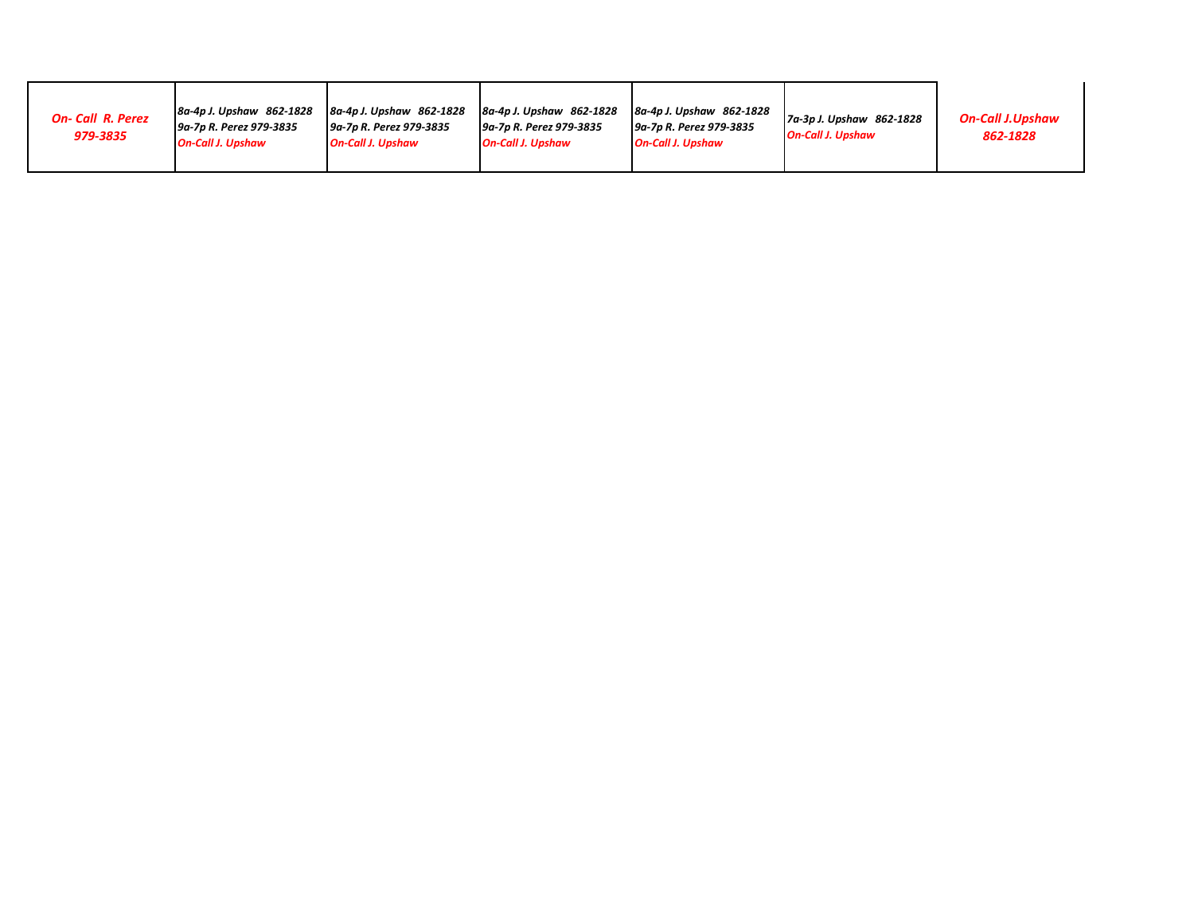| | | | | | | |
|---|---|---|---|---|---|---|
| *On- Call R. Perez 979-3835* | *8a-4p J. Upshaw 862-1828*<br>*9a-7p R. Perez 979-3835*<br>*On-Call J. Upshaw* | *8a-4p J. Upshaw 862-1828*<br>*9a-7p R. Perez 979-3835*<br>*On-Call J. Upshaw* | *8a-4p J. Upshaw 862-1828*<br>*9a-7p R. Perez 979-3835*<br>*On-Call J. Upshaw* | *8a-4p J. Upshaw 862-1828*<br>*9a-7p R. Perez 979-3835*<br>*On-Call J. Upshaw* | *7a-3p J. Upshaw 862-1828*<br>*On-Call J. Upshaw* | *On-Call J.Upshaw 862-1828* |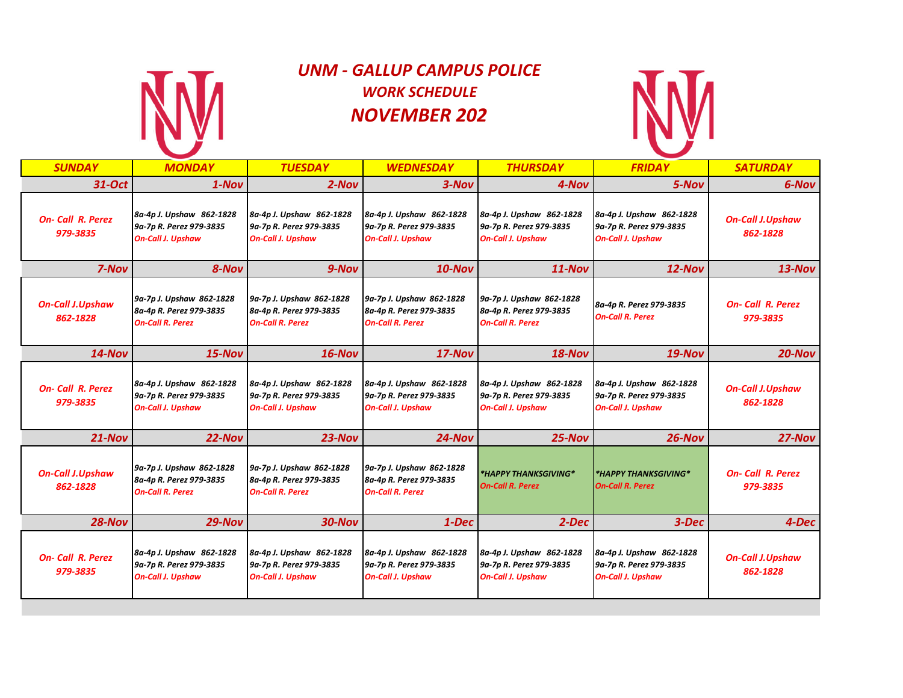# UNM - GALLUP CAMPUS POLICE

## WORK SCHEDULE

## NOVEMBER 202

| SUNDAY | MONDAY | TUESDAY | WEDNESDAY | THURSDAY | FRIDAY | SATURDAY |
|---|---|---|---|---|---|---|
| 31-Oct | 1-Nov | 2-Nov | 3-Nov | 4-Nov | 5-Nov | 6-Nov |
| On- Call R. Perez 979-3835 | 8a-4p J. Upshaw 862-1828<br>9a-7p R. Perez 979-3835<br>On-Call J. Upshaw | 8a-4p J. Upshaw 862-1828<br>9a-7p R. Perez 979-3835<br>On-Call J. Upshaw | 8a-4p J. Upshaw 862-1828<br>9a-7p R. Perez 979-3835<br>On-Call J. Upshaw | 8a-4p J. Upshaw 862-1828<br>9a-7p R. Perez 979-3835<br>On-Call J. Upshaw | 8a-4p J. Upshaw 862-1828<br>9a-7p R. Perez 979-3835<br>On-Call J. Upshaw | On-Call J.Upshaw 862-1828 |
| 7-Nov | 8-Nov | 9-Nov | 10-Nov | 11-Nov | 12-Nov | 13-Nov |
| On-Call J.Upshaw 862-1828 | 9a-7p J. Upshaw 862-1828<br>8a-4p R. Perez 979-3835<br>On-Call R. Perez | 9a-7p J. Upshaw 862-1828<br>8a-4p R. Perez 979-3835<br>On-Call R. Perez | 9a-7p J. Upshaw 862-1828<br>8a-4p R. Perez 979-3835<br>On-Call R. Perez | 9a-7p J. Upshaw 862-1828<br>8a-4p R. Perez 979-3835<br>On-Call R. Perez | 8a-4p R. Perez 979-3835<br>On-Call R. Perez | On- Call R. Perez 979-3835 |
| 14-Nov | 15-Nov | 16-Nov | 17-Nov | 18-Nov | 19-Nov | 20-Nov |
| On- Call R. Perez 979-3835 | 8a-4p J. Upshaw 862-1828<br>9a-7p R. Perez 979-3835<br>On-Call J. Upshaw | 8a-4p J. Upshaw 862-1828<br>9a-7p R. Perez 979-3835<br>On-Call J. Upshaw | 8a-4p J. Upshaw 862-1828<br>9a-7p R. Perez 979-3835<br>On-Call J. Upshaw | 8a-4p J. Upshaw 862-1828<br>9a-7p R. Perez 979-3835<br>On-Call J. Upshaw | 8a-4p J. Upshaw 862-1828<br>9a-7p R. Perez 979-3835<br>On-Call J. Upshaw | On-Call J.Upshaw 862-1828 |
| 21-Nov | 22-Nov | 23-Nov | 24-Nov | 25-Nov | 26-Nov | 27-Nov |
| On-Call J.Upshaw 862-1828 | 9a-7p J. Upshaw 862-1828<br>8a-4p R. Perez 979-3835<br>On-Call R. Perez | 9a-7p J. Upshaw 862-1828<br>8a-4p R. Perez 979-3835<br>On-Call R. Perez | 9a-7p J. Upshaw 862-1828<br>8a-4p R. Perez 979-3835<br>On-Call R. Perez | *HAPPY THANKSGIVING*<br>On-Call R. Perez | *HAPPY THANKSGIVING*<br>On-Call R. Perez | On- Call R. Perez 979-3835 |
| 28-Nov | 29-Nov | 30-Nov | 1-Dec | 2-Dec | 3-Dec | 4-Dec |
| On- Call R. Perez 979-3835 | 8a-4p J. Upshaw 862-1828<br>9a-7p R. Perez 979-3835<br>On-Call J. Upshaw | 8a-4p J. Upshaw 862-1828<br>9a-7p R. Perez 979-3835<br>On-Call J. Upshaw | 8a-4p J. Upshaw 862-1828<br>9a-7p R. Perez 979-3835<br>On-Call J. Upshaw | 8a-4p J. Upshaw 862-1828<br>9a-7p R. Perez 979-3835<br>On-Call J. Upshaw | 8a-4p J. Upshaw 862-1828<br>9a-7p R. Perez 979-3835<br>On-Call J. Upshaw | On-Call J.Upshaw 862-1828 |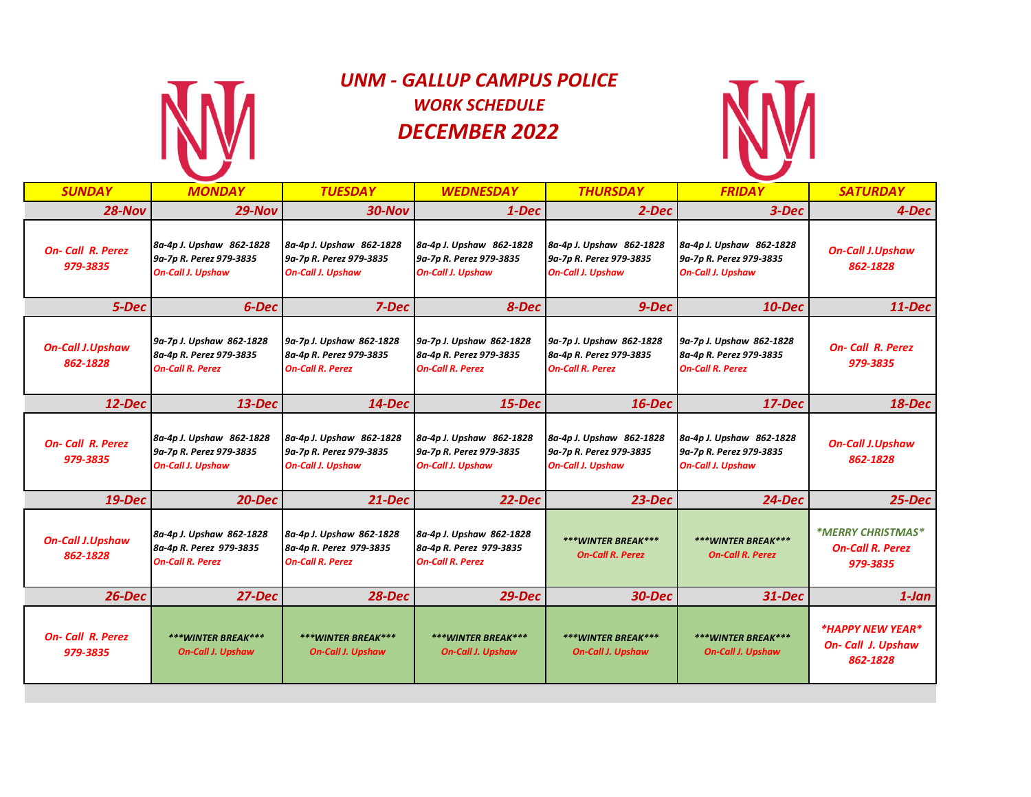# UNM - GALLUP CAMPUS POLICE

## WORK SCHEDULE

## DECEMBER 2022

| SUNDAY | MONDAY | TUESDAY | WEDNESDAY | THURSDAY | FRIDAY | SATURDAY |
|---|---|---|---|---|---|---|
| 28-Nov | 29-Nov | 30-Nov | 1-Dec | 2-Dec | 3-Dec | 4-Dec |
| On- Call R. Perez 979-3835 | 8a-4p J. Upshaw 862-1828<br>9a-7p R. Perez 979-3835<br>On-Call J. Upshaw | 8a-4p J. Upshaw 862-1828<br>9a-7p R. Perez 979-3835<br>On-Call J. Upshaw | 8a-4p J. Upshaw 862-1828<br>9a-7p R. Perez 979-3835<br>On-Call J. Upshaw | 8a-4p J. Upshaw 862-1828<br>9a-7p R. Perez 979-3835<br>On-Call J. Upshaw | 8a-4p J. Upshaw 862-1828<br>9a-7p R. Perez 979-3835<br>On-Call J. Upshaw | On-Call J.Upshaw 862-1828 |
| 5-Dec | 6-Dec | 7-Dec | 8-Dec | 9-Dec | 10-Dec | 11-Dec |
| On-Call J.Upshaw 862-1828 | 9a-7p J. Upshaw 862-1828<br>8a-4p R. Perez 979-3835<br>On-Call R. Perez | 9a-7p J. Upshaw 862-1828<br>8a-4p R. Perez 979-3835<br>On-Call R. Perez | 9a-7p J. Upshaw 862-1828<br>8a-4p R. Perez 979-3835<br>On-Call R. Perez | 9a-7p J. Upshaw 862-1828<br>8a-4p R. Perez 979-3835<br>On-Call R. Perez | 9a-7p J. Upshaw 862-1828<br>8a-4p R. Perez 979-3835<br>On-Call R. Perez | On- Call R. Perez 979-3835 |
| 12-Dec | 13-Dec | 14-Dec | 15-Dec | 16-Dec | 17-Dec | 18-Dec |
| On- Call R. Perez 979-3835 | 8a-4p J. Upshaw 862-1828<br>9a-7p R. Perez 979-3835<br>On-Call J. Upshaw | 8a-4p J. Upshaw 862-1828<br>9a-7p R. Perez 979-3835<br>On-Call J. Upshaw | 8a-4p J. Upshaw 862-1828<br>9a-7p R. Perez 979-3835<br>On-Call J. Upshaw | 8a-4p J. Upshaw 862-1828<br>9a-7p R. Perez 979-3835<br>On-Call J. Upshaw | 8a-4p J. Upshaw 862-1828<br>9a-7p R. Perez 979-3835<br>On-Call J. Upshaw | On-Call J.Upshaw 862-1828 |
| 19-Dec | 20-Dec | 21-Dec | 22-Dec | 23-Dec | 24-Dec | 25-Dec |
| On-Call J.Upshaw 862-1828 | 8a-4p J. Upshaw 862-1828<br>8a-4p R. Perez 979-3835<br>On-Call R. Perez | 8a-4p J. Upshaw 862-1828<br>8a-4p R. Perez 979-3835<br>On-Call R. Perez | 8a-4p J. Upshaw 862-1828<br>8a-4p R. Perez 979-3835<br>On-Call R. Perez | ***WINTER BREAK***<br>On-Call R. Perez | ***WINTER BREAK***<br>On-Call R. Perez | *MERRY CHRISTMAS*<br>On-Call R. Perez 979-3835 |
| 26-Dec | 27-Dec | 28-Dec | 29-Dec | 30-Dec | 31-Dec | 1-Jan |
| On- Call R. Perez 979-3835 | ***WINTER BREAK***<br>On-Call J. Upshaw | ***WINTER BREAK***<br>On-Call J. Upshaw | ***WINTER BREAK***<br>On-Call J. Upshaw | ***WINTER BREAK***<br>On-Call J. Upshaw | ***WINTER BREAK***<br>On-Call J. Upshaw | *HAPPY NEW YEAR*<br>On- Call J. Upshaw 862-1828 |